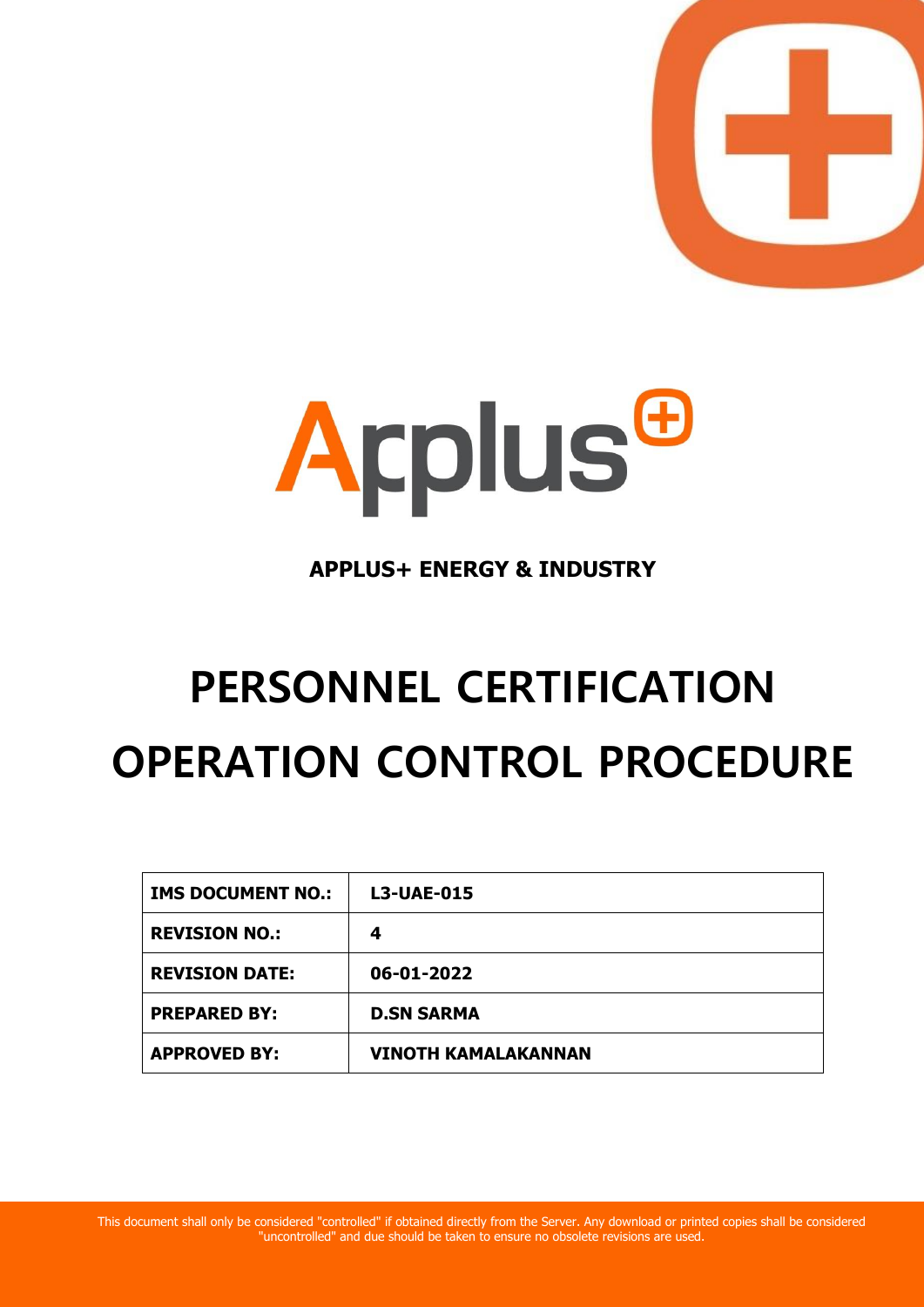**APPLUS+ ENERGY & INDUSTRY**

# PERSONNEL CERTIFICATION OPERATION CONTROL PROCEDURE

| IMS DOCUMENT NO.: | L3-UAE-015 |
|---|---|
| REVISION NO.: | 4 |
| REVISION DATE: | 06-01-2022 |
| PREPARED BY: | D.SN SARMA |
| APPROVED BY: | VINOTH KAMALAKANNAN |

This document shall only be considered "controlled" if obtained directly from the Server. Any download or printed copies shall be considered "uncontrolled" and due should be taken to ensure no obsolete revisions are used.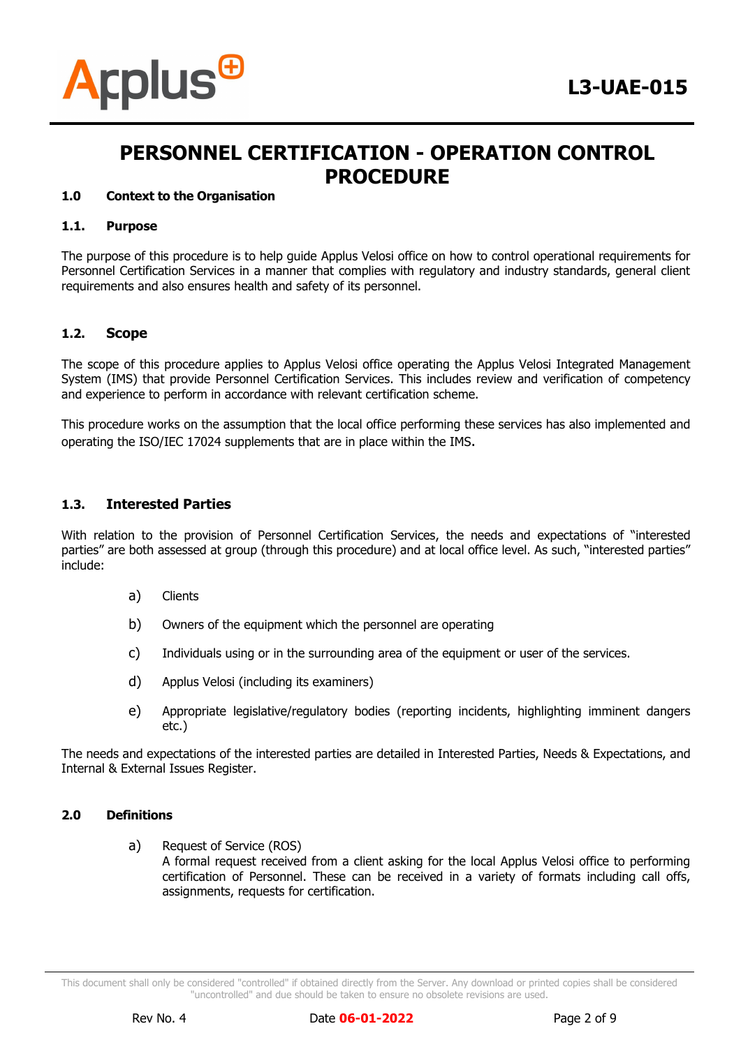# PERSONNEL CERTIFICATION - OPERATION CONTROL PROCEDURE

## 1.0 Context to the Organisation

### 1.1. Purpose

The purpose of this procedure is to help guide Applus Velosi office on how to control operational requirements for Personnel Certification Services in a manner that complies with regulatory and industry standards, general client requirements and also ensures health and safety of its personnel.

### 1.2. Scope

The scope of this procedure applies to Applus Velosi office operating the Applus Velosi Integrated Management System (IMS) that provide Personnel Certification Services. This includes review and verification of competency and experience to perform in accordance with relevant certification scheme.

This procedure works on the assumption that the local office performing these services has also implemented and operating the ISO/IEC 17024 supplements that are in place within the IMS.

### 1.3. Interested Parties

With relation to the provision of Personnel Certification Services, the needs and expectations of "interested parties" are both assessed at group (through this procedure) and at local office level. As such, "interested parties" include:

a) Clients

b) Owners of the equipment which the personnel are operating

c) Individuals using or in the surrounding area of the equipment or user of the services.

d) Applus Velosi (including its examiners)

e) Appropriate legislative/regulatory bodies (reporting incidents, highlighting imminent dangers etc.)

The needs and expectations of the interested parties are detailed in Interested Parties, Needs & Expectations, and Internal & External Issues Register.

## 2.0 Definitions

a) Request of Service (ROS)
A formal request received from a client asking for the local Applus Velosi office to performing certification of Personnel. These can be received in a variety of formats including call offs, assignments, requests for certification.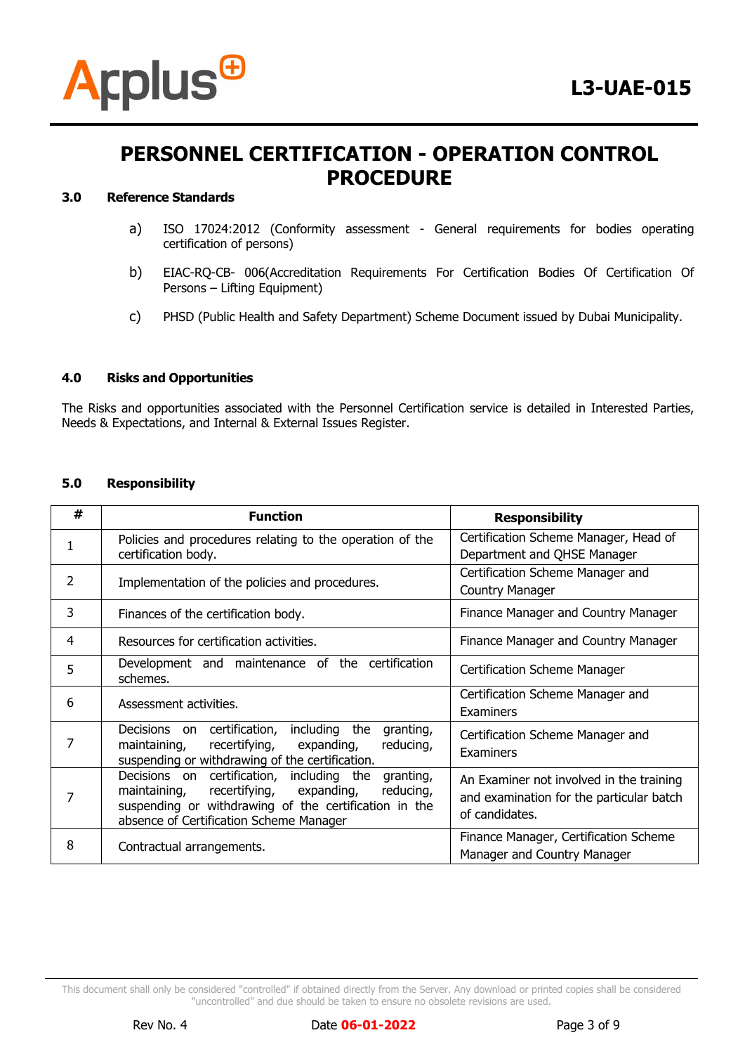# PERSONNEL CERTIFICATION - OPERATION CONTROL PROCEDURE

## 3.0 Reference Standards

a) ISO 17024:2012 (Conformity assessment - General requirements for bodies operating certification of persons)

b) EIAC-RQ-CB- 006(Accreditation Requirements For Certification Bodies Of Certification Of Persons – Lifting Equipment)

c) PHSD (Public Health and Safety Department) Scheme Document issued by Dubai Municipality.

## 4.0 Risks and Opportunities

The Risks and opportunities associated with the Personnel Certification service is detailed in Interested Parties, Needs & Expectations, and Internal & External Issues Register.

## 5.0 Responsibility

| # | Function | Responsibility |
|---|---|---|
| 1 | Policies and procedures relating to the operation of the certification body. | Certification Scheme Manager, Head of Department and QHSE Manager |
| 2 | Implementation of the policies and procedures. | Certification Scheme Manager and Country Manager |
| 3 | Finances of the certification body. | Finance Manager and Country Manager |
| 4 | Resources for certification activities. | Finance Manager and Country Manager |
| 5 | Development and maintenance of the certification schemes. | Certification Scheme Manager |
| 6 | Assessment activities. | Certification Scheme Manager and Examiners |
| 7 | Decisions on certification, including the granting, maintaining, recertifying, expanding, reducing, suspending or withdrawing of the certification. | Certification Scheme Manager and Examiners |
| 7 | Decisions on certification, including the granting, maintaining, recertifying, expanding, reducing, suspending or withdrawing of the certification in the absence of Certification Scheme Manager | An Examiner not involved in the training and examination for the particular batch of candidates. |
| 8 | Contractual arrangements. | Finance Manager, Certification Scheme Manager and Country Manager |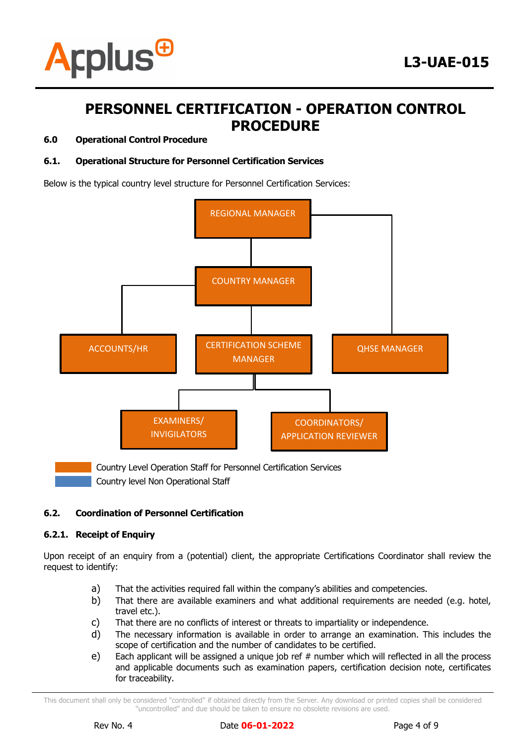# PERSONNEL CERTIFICATION - OPERATION CONTROL PROCEDURE

### 6.0 Operational Control Procedure

### 6.1. Operational Structure for Personnel Certification Services

Below is the typical country level structure for Personnel Certification Services:

REGIONAL MANAGER

COUNTRY MANAGER

ACCOUNTS/HR

CERTIFICATION SCHEME MANAGER

QHSE MANAGER

EXAMINERS/ INVIGILATORS

COORDINATORS/ APPLICATION REVIEWER

Country Level Operation Staff for Personnel Certification Services

Country level Non Operational Staff

### 6.2. Coordination of Personnel Certification

#### 6.2.1. Receipt of Enquiry

Upon receipt of an enquiry from a (potential) client, the appropriate Certifications Coordinator shall review the request to identify:

a) That the activities required fall within the company's abilities and competencies.
b) That there are available examiners and what additional requirements are needed (e.g. hotel, travel etc.).
c) That there are no conflicts of interest or threats to impartiality or independence.
d) The necessary information is available in order to arrange an examination. This includes the scope of certification and the number of candidates to be certified.
e) Each applicant will be assigned a unique job ref # number which will reflected in all the process and applicable documents such as examination papers, certification decision note, certificates for traceability.

This document shall only be considered "controlled" if obtained directly from the Server. Any download or printed copies shall be considered "uncontrolled" and due should be taken to ensure no obsolete revisions are used.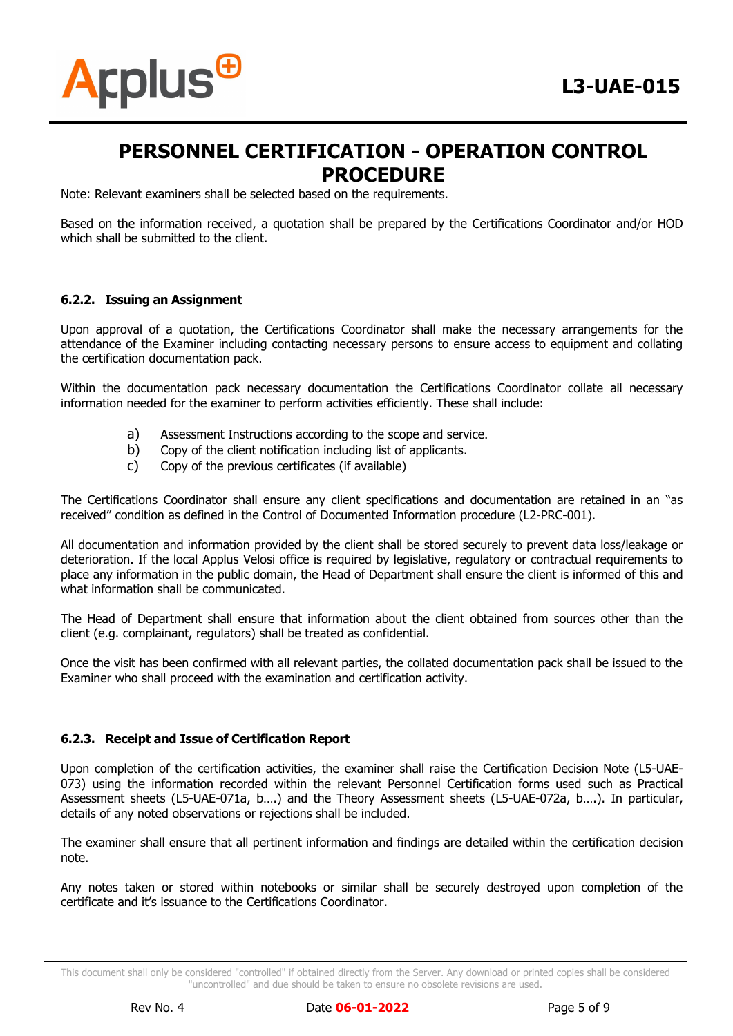Note: Relevant examiners shall be selected based on the requirements.

Based on the information received, a quotation shall be prepared by the Certifications Coordinator and/or HOD which shall be submitted to the client.

### 6.2.2. Issuing an Assignment

Upon approval of a quotation, the Certifications Coordinator shall make the necessary arrangements for the attendance of the Examiner including contacting necessary persons to ensure access to equipment and collating the certification documentation pack.

Within the documentation pack necessary documentation the Certifications Coordinator collate all necessary information needed for the examiner to perform activities efficiently. These shall include:

a) Assessment Instructions according to the scope and service.
b) Copy of the client notification including list of applicants.
c) Copy of the previous certificates (if available)

The Certifications Coordinator shall ensure any client specifications and documentation are retained in an "as received" condition as defined in the Control of Documented Information procedure (L2-PRC-001).

All documentation and information provided by the client shall be stored securely to prevent data loss/leakage or deterioration. If the local Applus Velosi office is required by legislative, regulatory or contractual requirements to place any information in the public domain, the Head of Department shall ensure the client is informed of this and what information shall be communicated.

The Head of Department shall ensure that information about the client obtained from sources other than the client (e.g. complainant, regulators) shall be treated as confidential.

Once the visit has been confirmed with all relevant parties, the collated documentation pack shall be issued to the Examiner who shall proceed with the examination and certification activity.

### 6.2.3. Receipt and Issue of Certification Report

Upon completion of the certification activities, the examiner shall raise the Certification Decision Note (L5-UAE-073) using the information recorded within the relevant Personnel Certification forms used such as Practical Assessment sheets (L5-UAE-071a, b….) and the Theory Assessment sheets (L5-UAE-072a, b….). In particular, details of any noted observations or rejections shall be included.

The examiner shall ensure that all pertinent information and findings are detailed within the certification decision note.

Any notes taken or stored within notebooks or similar shall be securely destroyed upon completion of the certificate and it's issuance to the Certifications Coordinator.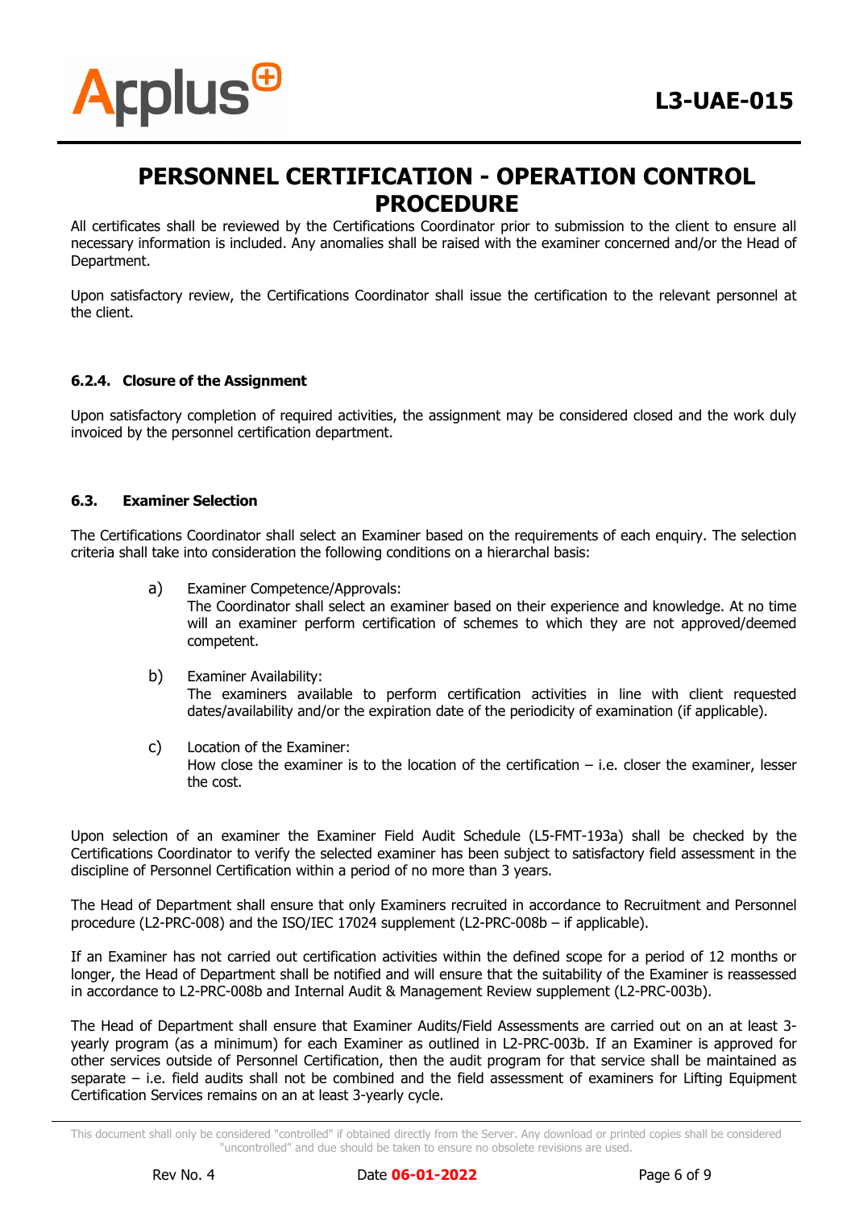All certificates shall be reviewed by the Certifications Coordinator prior to submission to the client to ensure all necessary information is included. Any anomalies shall be raised with the examiner concerned and/or the Head of Department.

Upon satisfactory review, the Certifications Coordinator shall issue the certification to the relevant personnel at the client.

#### 6.2.4. Closure of the Assignment

Upon satisfactory completion of required activities, the assignment may be considered closed and the work duly invoiced by the personnel certification department.

### 6.3. Examiner Selection

The Certifications Coordinator shall select an Examiner based on the requirements of each enquiry. The selection criteria shall take into consideration the following conditions on a hierarchal basis:

a) Examiner Competence/Approvals:
The Coordinator shall select an examiner based on their experience and knowledge. At no time will an examiner perform certification of schemes to which they are not approved/deemed competent.

b) Examiner Availability:
The examiners available to perform certification activities in line with client requested dates/availability and/or the expiration date of the periodicity of examination (if applicable).

c) Location of the Examiner:
How close the examiner is to the location of the certification – i.e. closer the examiner, lesser the cost.

Upon selection of an examiner the Examiner Field Audit Schedule (L5-FMT-193a) shall be checked by the Certifications Coordinator to verify the selected examiner has been subject to satisfactory field assessment in the discipline of Personnel Certification within a period of no more than 3 years.

The Head of Department shall ensure that only Examiners recruited in accordance to Recruitment and Personnel procedure (L2-PRC-008) and the ISO/IEC 17024 supplement (L2-PRC-008b – if applicable).

If an Examiner has not carried out certification activities within the defined scope for a period of 12 months or longer, the Head of Department shall be notified and will ensure that the suitability of the Examiner is reassessed in accordance to L2-PRC-008b and Internal Audit & Management Review supplement (L2-PRC-003b).

The Head of Department shall ensure that Examiner Audits/Field Assessments are carried out on an at least 3-yearly program (as a minimum) for each Examiner as outlined in L2-PRC-003b. If an Examiner is approved for other services outside of Personnel Certification, then the audit program for that service shall be maintained as separate – i.e. field audits shall not be combined and the field assessment of examiners for Lifting Equipment Certification Services remains on an at least 3-yearly cycle.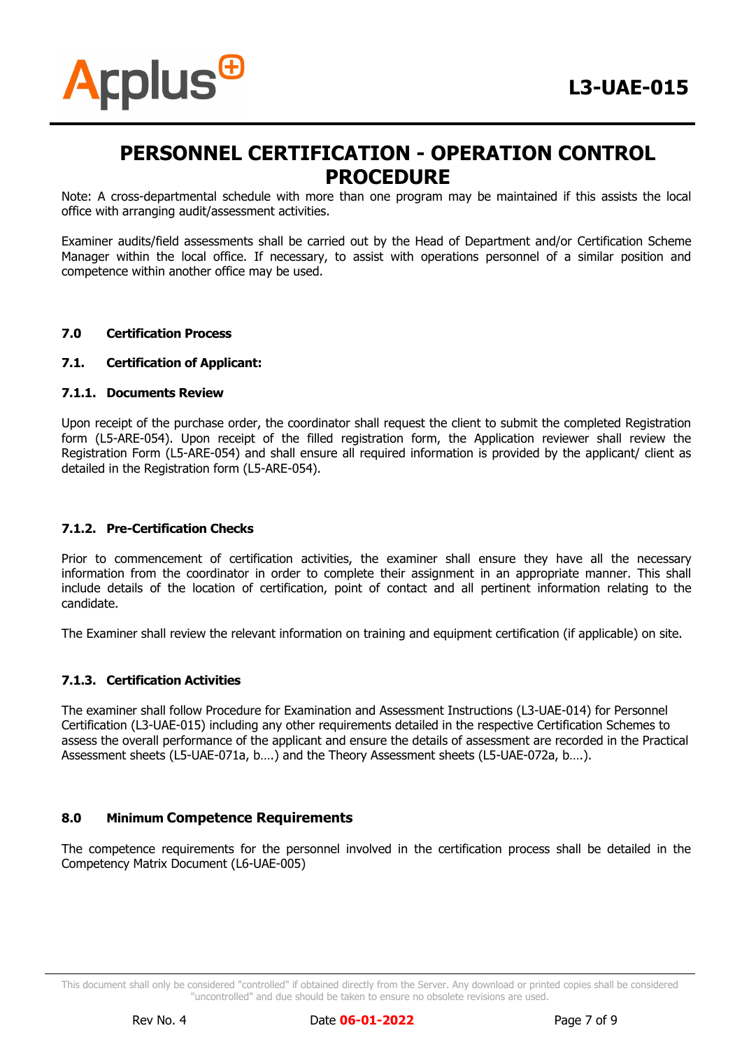Note: A cross-departmental schedule with more than one program may be maintained if this assists the local office with arranging audit/assessment activities.

Examiner audits/field assessments shall be carried out by the Head of Department and/or Certification Scheme Manager within the local office. If necessary, to assist with operations personnel of a similar position and competence within another office may be used.

## 7.0 Certification Process

### 7.1. Certification of Applicant:

#### 7.1.1. Documents Review

Upon receipt of the purchase order, the coordinator shall request the client to submit the completed Registration form (L5-ARE-054). Upon receipt of the filled registration form, the Application reviewer shall review the Registration Form (L5-ARE-054) and shall ensure all required information is provided by the applicant/ client as detailed in the Registration form (L5-ARE-054).

#### 7.1.2. Pre-Certification Checks

Prior to commencement of certification activities, the examiner shall ensure they have all the necessary information from the coordinator in order to complete their assignment in an appropriate manner. This shall include details of the location of certification, point of contact and all pertinent information relating to the candidate.

The Examiner shall review the relevant information on training and equipment certification (if applicable) on site.

#### 7.1.3. Certification Activities

The examiner shall follow Procedure for Examination and Assessment Instructions (L3-UAE-014) for Personnel Certification (L3-UAE-015) including any other requirements detailed in the respective Certification Schemes to assess the overall performance of the applicant and ensure the details of assessment are recorded in the Practical Assessment sheets (L5-UAE-071a, b….) and the Theory Assessment sheets (L5-UAE-072a, b….).

## 8.0 Minimum Competence Requirements

The competence requirements for the personnel involved in the certification process shall be detailed in the Competency Matrix Document (L6-UAE-005)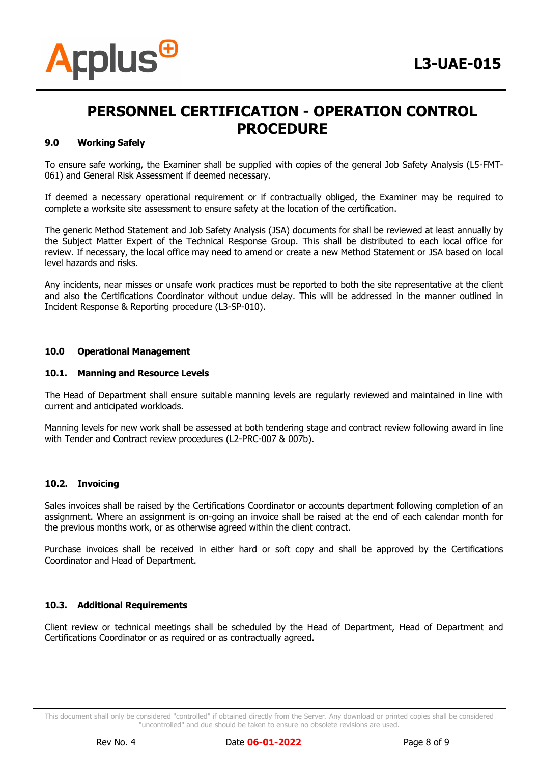## 9.0 Working Safely

To ensure safe working, the Examiner shall be supplied with copies of the general Job Safety Analysis (L5-FMT-061) and General Risk Assessment if deemed necessary.

If deemed a necessary operational requirement or if contractually obliged, the Examiner may be required to complete a worksite site assessment to ensure safety at the location of the certification.

The generic Method Statement and Job Safety Analysis (JSA) documents for shall be reviewed at least annually by the Subject Matter Expert of the Technical Response Group. This shall be distributed to each local office for review. If necessary, the local office may need to amend or create a new Method Statement or JSA based on local level hazards and risks.

Any incidents, near misses or unsafe work practices must be reported to both the site representative at the client and also the Certifications Coordinator without undue delay. This will be addressed in the manner outlined in Incident Response & Reporting procedure (L3-SP-010).

## 10.0 Operational Management

### 10.1. Manning and Resource Levels

The Head of Department shall ensure suitable manning levels are regularly reviewed and maintained in line with current and anticipated workloads.

Manning levels for new work shall be assessed at both tendering stage and contract review following award in line with Tender and Contract review procedures (L2-PRC-007 & 007b).

### 10.2. Invoicing

Sales invoices shall be raised by the Certifications Coordinator or accounts department following completion of an assignment. Where an assignment is on-going an invoice shall be raised at the end of each calendar month for the previous months work, or as otherwise agreed within the client contract.

Purchase invoices shall be received in either hard or soft copy and shall be approved by the Certifications Coordinator and Head of Department.

### 10.3. Additional Requirements

Client review or technical meetings shall be scheduled by the Head of Department, Head of Department and Certifications Coordinator or as required or as contractually agreed.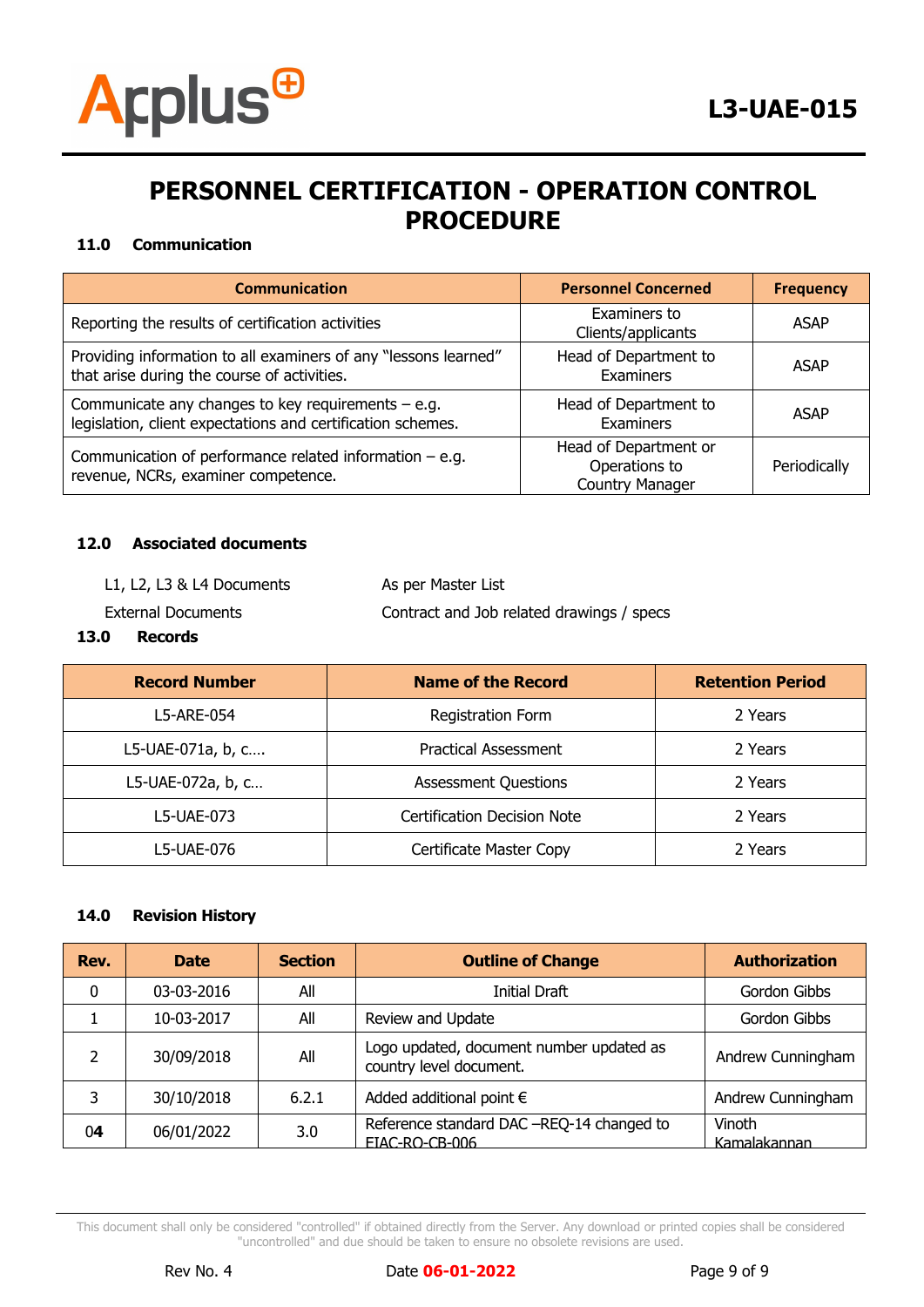## 11.0 Communication

| Communication | Personnel Concerned | Frequency |
|---|---|---|
| Reporting the results of certification activities | Examiners to Clients/applicants | ASAP |
| Providing information to all examiners of any "lessons learned" that arise during the course of activities. | Head of Department to Examiners | ASAP |
| Communicate any changes to key requirements – e.g. legislation, client expectations and certification schemes. | Head of Department to Examiners | ASAP |
| Communication of performance related information – e.g. revenue, NCRs, examiner competence. | Head of Department or Operations to Country Manager | Periodically |

## 12.0 Associated documents

| | |
|---|---|
| L1, L2, L3 & L4 Documents | As per Master List |
| External Documents | Contract and Job related drawings / specs |

## 13.0 Records

| Record Number | Name of the Record | Retention Period |
|---|---|---|
| L5-ARE-054 | Registration Form | 2 Years |
| L5-UAE-071a, b, c…. | Practical Assessment | 2 Years |
| L5-UAE-072a, b, c… | Assessment Questions | 2 Years |
| L5-UAE-073 | Certification Decision Note | 2 Years |
| L5-UAE-076 | Certificate Master Copy | 2 Years |

## 14.0 Revision History

| Rev. | Date | Section | Outline of Change | Authorization |
|---|---|---|---|---|
| 0 | 03-03-2016 | All | Initial Draft | Gordon Gibbs |
| 1 | 10-03-2017 | All | Review and Update | Gordon Gibbs |
| 2 | 30/09/2018 | All | Logo updated, document number updated as country level document. | Andrew Cunningham |
| 3 | 30/10/2018 | 6.2.1 | Added additional point € | Andrew Cunningham |
| 04 | 06/01/2022 | 3.0 | Reference standard DAC –REQ-14 changed to EIAC-RQ-CB-006 | Vinoth Kamalakannan |

This document shall only be considered "controlled" if obtained directly from the Server. Any download or printed copies shall be considered "uncontrolled" and due should be taken to ensure no obsolete revisions are used.